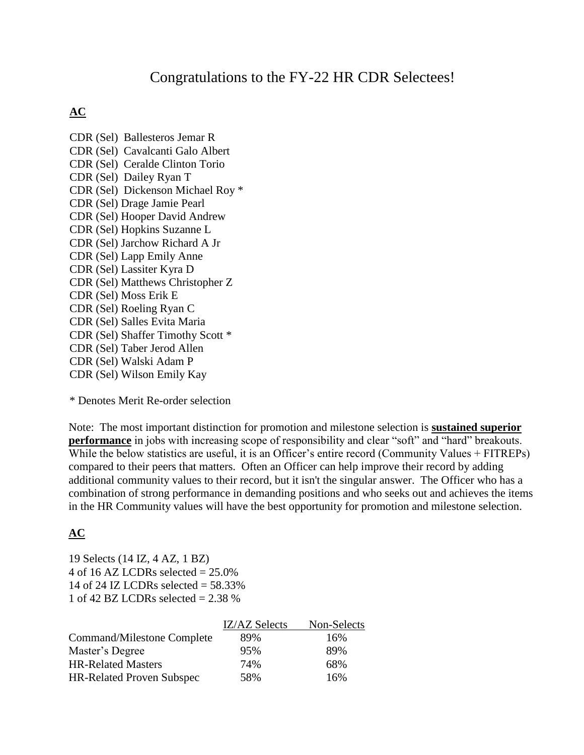# Congratulations to the FY-22 HR CDR Selectees!

**AC**

CDR (Sel) Ballesteros Jemar R
CDR (Sel) Cavalcanti Galo Albert
CDR (Sel) Ceralde Clinton Torio
CDR (Sel) Dailey Ryan T
CDR (Sel) Dickenson Michael Roy *
CDR (Sel) Drage Jamie Pearl
CDR (Sel) Hooper David Andrew
CDR (Sel) Hopkins Suzanne L
CDR (Sel) Jarchow Richard A Jr
CDR (Sel) Lapp Emily Anne
CDR (Sel) Lassiter Kyra D
CDR (Sel) Matthews Christopher Z
CDR (Sel) Moss Erik E
CDR (Sel) Roeling Ryan C
CDR (Sel) Salles Evita Maria
CDR (Sel) Shaffer Timothy Scott *
CDR (Sel) Taber Jerod Allen
CDR (Sel) Walski Adam P
CDR (Sel) Wilson Emily Kay

* Denotes Merit Re-order selection

Note: The most important distinction for promotion and milestone selection is **sustained superior performance** in jobs with increasing scope of responsibility and clear "soft" and "hard" breakouts. While the below statistics are useful, it is an Officer's entire record (Community Values + FITREPs) compared to their peers that matters. Often an Officer can help improve their record by adding additional community values to their record, but it isn't the singular answer. The Officer who has a combination of strong performance in demanding positions and who seeks out and achieves the items in the HR Community values will have the best opportunity for promotion and milestone selection.

**AC**

19 Selects (14 IZ, 4 AZ, 1 BZ)
4 of 16 AZ LCDRs selected = 25.0%
14 of 24 IZ LCDRs selected = 58.33%
1 of 42 BZ LCDRs selected = 2.38 %

| | IZ/AZ Selects | Non-Selects |
|---|---|---|
| Command/Milestone Complete | 89% | 16% |
| Master's Degree | 95% | 89% |
| HR-Related Masters | 74% | 68% |
| HR-Related Proven Subspec | 58% | 16% |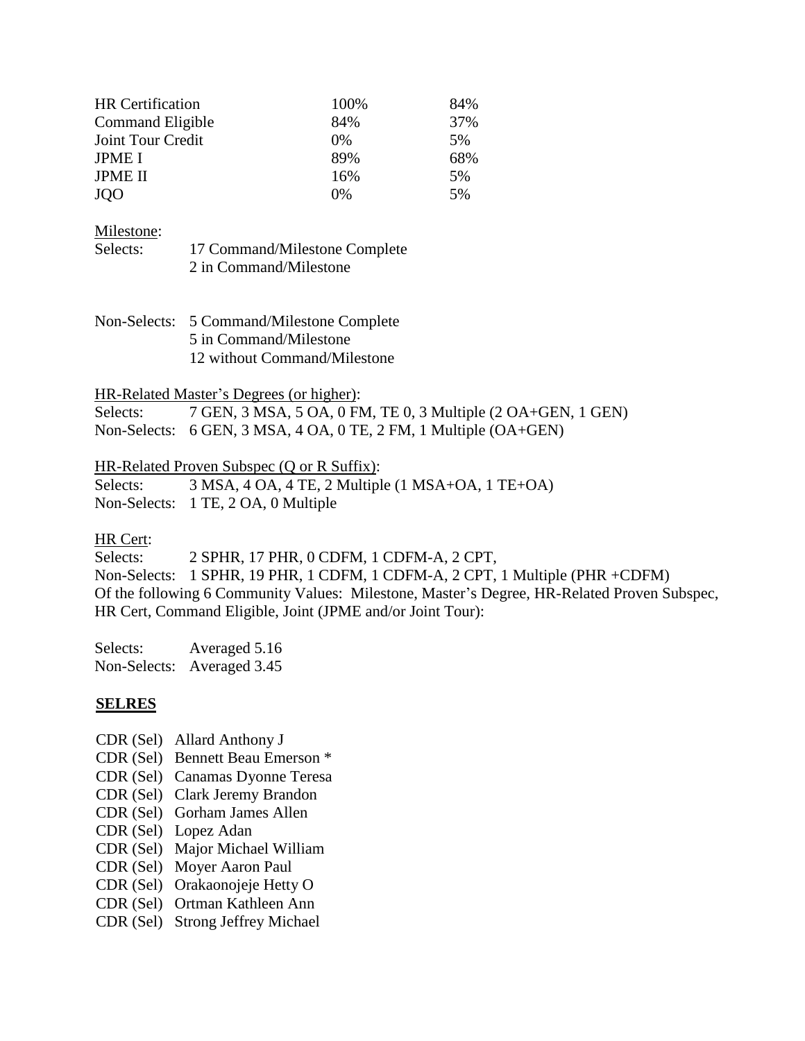| | | |
|---|---|---|
| HR Certification | 100% | 84% |
| Command Eligible | 84% | 37% |
| Joint Tour Credit | 0% | 5% |
| JPME I | 89% | 68% |
| JPME II | 16% | 5% |
| JQO | 0% | 5% |

Milestone:

Selects: 17 Command/Milestone Complete
2 in Command/Milestone

Non-Selects: 5 Command/Milestone Complete
5 in Command/Milestone
12 without Command/Milestone

HR-Related Master's Degrees (or higher):

Selects: 7 GEN, 3 MSA, 5 OA, 0 FM, TE 0, 3 Multiple (2 OA+GEN, 1 GEN)
Non-Selects: 6 GEN, 3 MSA, 4 OA, 0 TE, 2 FM, 1 Multiple (OA+GEN)

HR-Related Proven Subspec (Q or R Suffix):

Selects: 3 MSA, 4 OA, 4 TE, 2 Multiple (1 MSA+OA, 1 TE+OA)
Non-Selects: 1 TE, 2 OA, 0 Multiple

HR Cert:

Selects: 2 SPHR, 17 PHR, 0 CDFM, 1 CDFM-A, 2 CPT,
Non-Selects: 1 SPHR, 19 PHR, 1 CDFM, 1 CDFM-A, 2 CPT, 1 Multiple (PHR +CDFM)
Of the following 6 Community Values: Milestone, Master's Degree, HR-Related Proven Subspec, HR Cert, Command Eligible, Joint (JPME and/or Joint Tour):

Selects: Averaged 5.16
Non-Selects: Averaged 3.45

**SELRES**

CDR (Sel) Allard Anthony J
CDR (Sel) Bennett Beau Emerson *
CDR (Sel) Canamas Dyonne Teresa
CDR (Sel) Clark Jeremy Brandon
CDR (Sel) Gorham James Allen
CDR (Sel) Lopez Adan
CDR (Sel) Major Michael William
CDR (Sel) Moyer Aaron Paul
CDR (Sel) Orakaonojeje Hetty O
CDR (Sel) Ortman Kathleen Ann
CDR (Sel) Strong Jeffrey Michael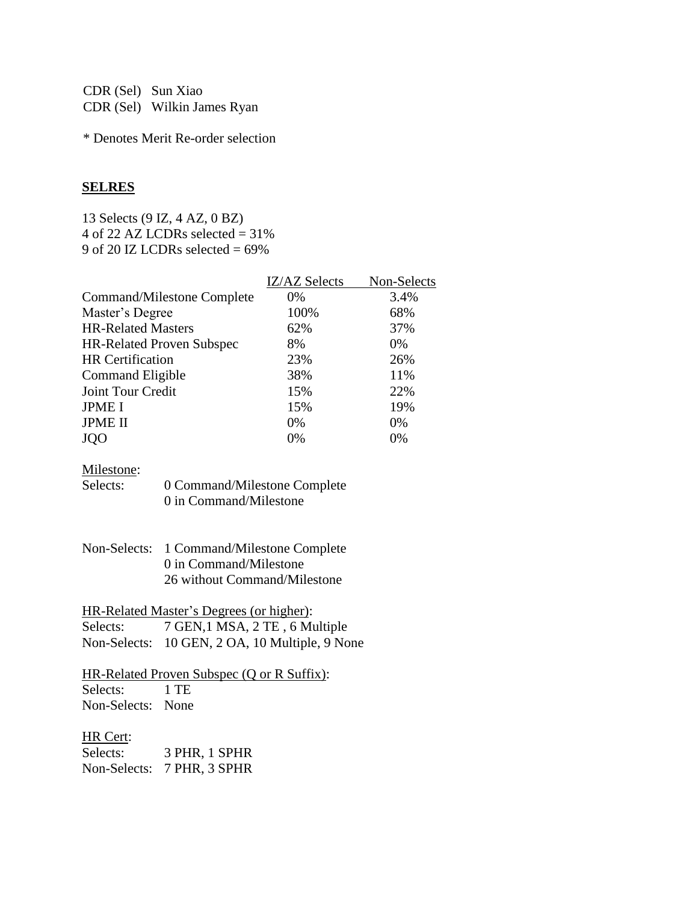CDR (Sel) Sun Xiao
CDR (Sel) Wilkin James Ryan

* Denotes Merit Re-order selection

## SELRES

13 Selects (9 IZ, 4 AZ, 0 BZ)
4 of 22 AZ LCDRs selected = 31%
9 of 20 IZ LCDRs selected = 69%

| | IZ/AZ Selects | Non-Selects |
|---|---|---|
| Command/Milestone Complete | 0% | 3.4% |
| Master's Degree | 100% | 68% |
| HR-Related Masters | 62% | 37% |
| HR-Related Proven Subspec | 8% | 0% |
| HR Certification | 23% | 26% |
| Command Eligible | 38% | 11% |
| Joint Tour Credit | 15% | 22% |
| JPME I | 15% | 19% |
| JPME II | 0% | 0% |
| JQO | 0% | 0% |

Milestone:
Selects: 0 Command/Milestone Complete
0 in Command/Milestone

Non-Selects: 1 Command/Milestone Complete
0 in Command/Milestone
26 without Command/Milestone

HR-Related Master's Degrees (or higher):
Selects: 7 GEN,1 MSA, 2 TE , 6 Multiple
Non-Selects: 10 GEN, 2 OA, 10 Multiple, 9 None

HR-Related Proven Subspec (Q or R Suffix):
Selects: 1 TE
Non-Selects: None

HR Cert:
Selects: 3 PHR, 1 SPHR
Non-Selects: 7 PHR, 3 SPHR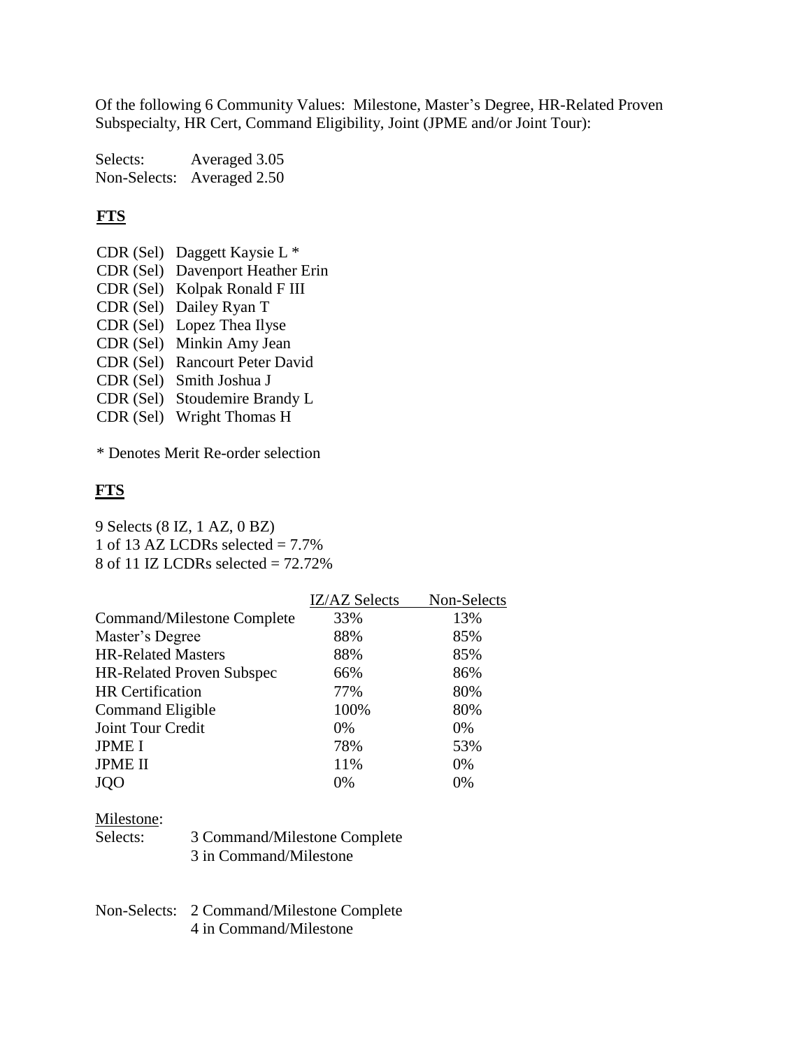Of the following 6 Community Values: Milestone, Master's Degree, HR-Related Proven Subspecialty, HR Cert, Command Eligibility, Joint (JPME and/or Joint Tour):

Selects: Averaged 3.05
Non-Selects: Averaged 2.50

## FTS

CDR (Sel) Daggett Kaysie L *
CDR (Sel) Davenport Heather Erin
CDR (Sel) Kolpak Ronald F III
CDR (Sel) Dailey Ryan T
CDR (Sel) Lopez Thea Ilyse
CDR (Sel) Minkin Amy Jean
CDR (Sel) Rancourt Peter David
CDR (Sel) Smith Joshua J
CDR (Sel) Stoudemire Brandy L
CDR (Sel) Wright Thomas H

* Denotes Merit Re-order selection

## FTS

9 Selects (8 IZ, 1 AZ, 0 BZ)
1 of 13 AZ LCDRs selected = 7.7%
8 of 11 IZ LCDRs selected = 72.72%

| | IZ/AZ Selects | Non-Selects |
|---|---|---|
| Command/Milestone Complete | 33% | 13% |
| Master's Degree | 88% | 85% |
| HR-Related Masters | 88% | 85% |
| HR-Related Proven Subspec | 66% | 86% |
| HR Certification | 77% | 80% |
| Command Eligible | 100% | 80% |
| Joint Tour Credit | 0% | 0% |
| JPME I | 78% | 53% |
| JPME II | 11% | 0% |
| JQO | 0% | 0% |

Milestone:

Selects: 3 Command/Milestone Complete
3 in Command/Milestone

Non-Selects: 2 Command/Milestone Complete
4 in Command/Milestone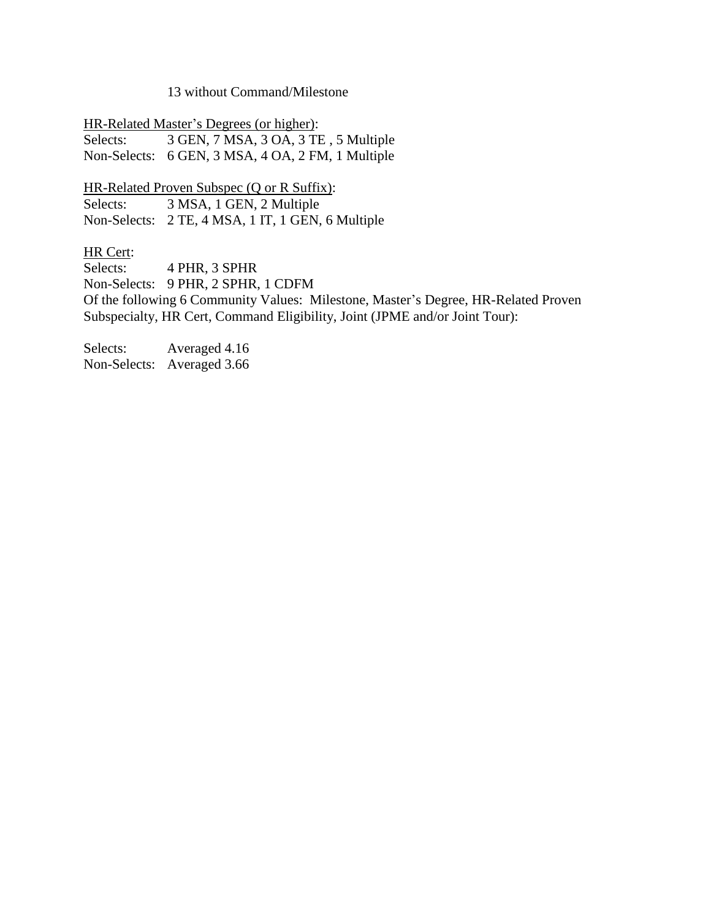13 without Command/Milestone

<u>HR-Related Master's Degrees (or higher)</u>:
Selects: 3 GEN, 7 MSA, 3 OA, 3 TE , 5 Multiple
Non-Selects: 6 GEN, 3 MSA, 4 OA, 2 FM, 1 Multiple

<u>HR-Related Proven Subspec (Q or R Suffix)</u>:
Selects: 3 MSA, 1 GEN, 2 Multiple
Non-Selects: 2 TE, 4 MSA, 1 IT, 1 GEN, 6 Multiple

<u>HR Cert</u>:
Selects: 4 PHR, 3 SPHR
Non-Selects: 9 PHR, 2 SPHR, 1 CDFM
Of the following 6 Community Values: Milestone, Master's Degree, HR-Related Proven Subspecialty, HR Cert, Command Eligibility, Joint (JPME and/or Joint Tour):

Selects: Averaged 4.16
Non-Selects: Averaged 3.66